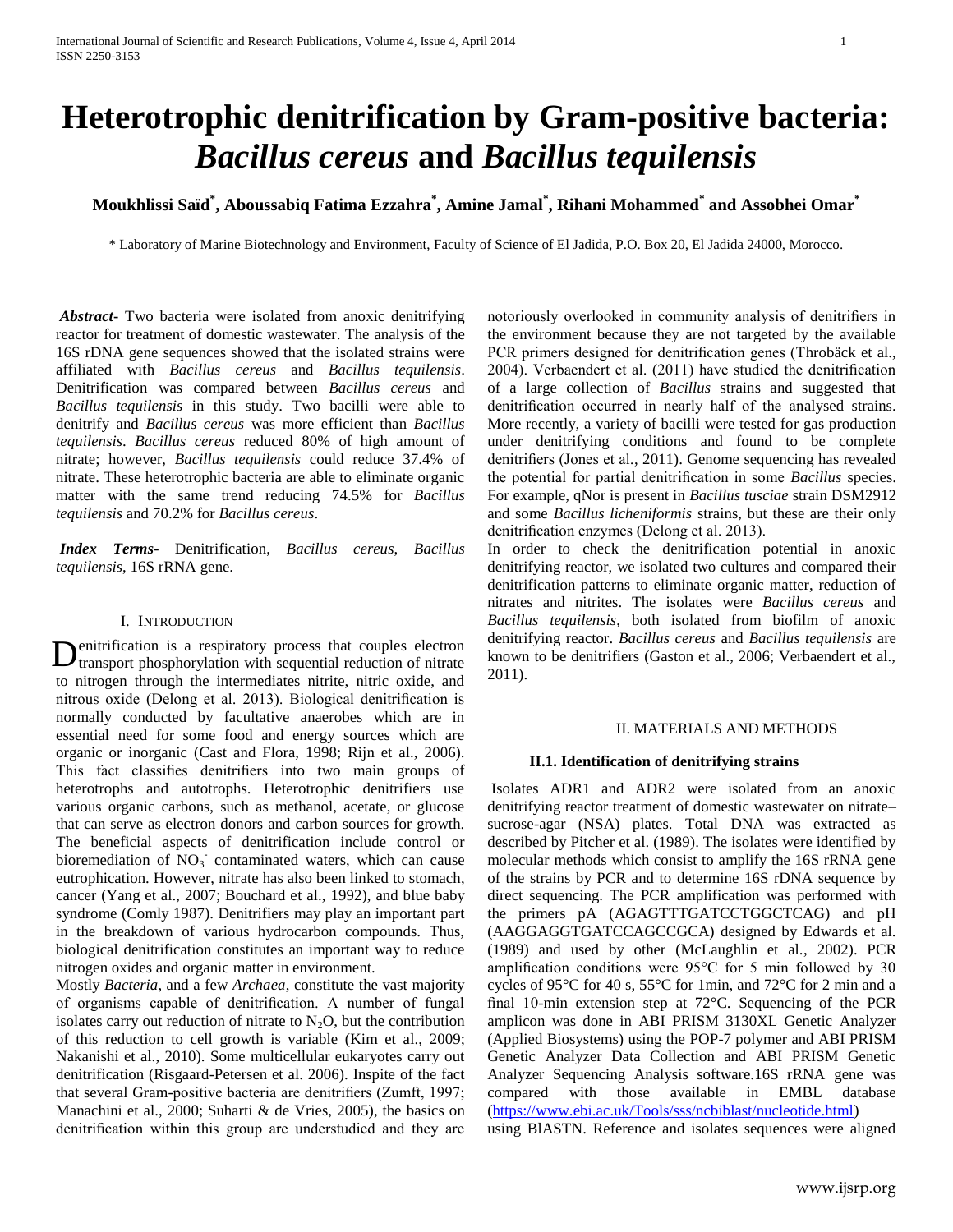# Heterotrophic denitrification by Gram-positive bacteria: *Bacillus cereus* and *Bacillus tequilensis*

**Moukhlissi Saïd[*], Aboussabiq Fatima Ezzahra[*], Amine Jamal[*], Rihani Mohammed[*] and Assobhei Omar[*]**

[*] Laboratory of Marine Biotechnology and Environment, Faculty of Science of El Jadida, P.O. Box 20, El Jadida 24000, Morocco.

***Abstract***- Two bacteria were isolated from anoxic denitrifying reactor for treatment of domestic wastewater. The analysis of the 16S rDNA gene sequences showed that the isolated strains were affiliated with *Bacillus cereus* and *Bacillus tequilensis*. Denitrification was compared between *Bacillus cereus* and *Bacillus tequilensis* in this study. Two bacilli were able to denitrify and *Bacillus cereus* was more efficient than *Bacillus tequilensis*. *Bacillus cereus* reduced 80% of high amount of nitrate; however, *Bacillus tequilensis* could reduce 37.4% of nitrate. These heterotrophic bacteria are able to eliminate organic matter with the same trend reducing 74.5% for *Bacillus tequilensis* and 70.2% for *Bacillus cereus*.

***Index Terms***- Denitrification, *Bacillus cereus*, *Bacillus tequilensis*, 16S rRNA gene.

## I. Introduction

Denitrification is a respiratory process that couples electron transport phosphorylation with sequential reduction of nitrate to nitrogen through the intermediates nitrite, nitric oxide, and nitrous oxide (Delong et al. 2013). Biological denitrification is normally conducted by facultative anaerobes which are in essential need for some food and energy sources which are organic or inorganic (Cast and Flora, 1998; Rijn et al., 2006). This fact classifies denitrifiers into two main groups of heterotrophs and autotrophs. Heterotrophic denitrifiers use various organic carbons, such as methanol, acetate, or glucose that can serve as electron donors and carbon sources for growth. The beneficial aspects of denitrification include control or bioremediation of $NO_3^-$ contaminated waters, which can cause eutrophication. However, nitrate has also been linked to stomach, cancer (Yang et al., 2007; Bouchard et al., 1992), and blue baby syndrome (Comly 1987). Denitrifiers may play an important part in the breakdown of various hydrocarbon compounds. Thus, biological denitrification constitutes an important way to reduce nitrogen oxides and organic matter in environment.

Mostly *Bacteria*, and a few *Archaea*, constitute the vast majority of organisms capable of denitrification. A number of fungal isolates carry out reduction of nitrate to $N_2O$, but the contribution of this reduction to cell growth is variable (Kim et al., 2009; Nakanishi et al., 2010). Some multicellular eukaryotes carry out denitrification (Risgaard-Petersen et al. 2006). Inspite of the fact that several Gram-positive bacteria are denitrifiers (Zumft, 1997; Manachini et al., 2000; Suharti & de Vries, 2005), the basics on denitrification within this group are understudied and they are notoriously overlooked in community analysis of denitrifiers in the environment because they are not targeted by the available PCR primers designed for denitrification genes (Throbäck et al., 2004). Verbaendert et al. (2011) have studied the denitrification of a large collection of *Bacillus* strains and suggested that denitrification occurred in nearly half of the analysed strains. More recently, a variety of bacilli were tested for gas production under denitrifying conditions and found to be complete denitrifiers (Jones et al., 2011). Genome sequencing has revealed the potential for partial denitrification in some *Bacillus* species. For example, qNor is present in *Bacillus tusciae* strain DSM2912 and some *Bacillus licheniformis* strains, but these are their only denitrification enzymes (Delong et al. 2013).

In order to check the denitrification potential in anoxic denitrifying reactor, we isolated two cultures and compared their denitrification patterns to eliminate organic matter, reduction of nitrates and nitrites. The isolates were *Bacillus cereus* and *Bacillus tequilensis*, both isolated from biofilm of anoxic denitrifying reactor. *Bacillus cereus* and *Bacillus tequilensis* are known to be denitrifiers (Gaston et al., 2006; Verbaendert et al., 2011).

## II. Materials and Methods

### II.1. Identification of denitrifying strains

Isolates ADR1 and ADR2 were isolated from an anoxic denitrifying reactor treatment of domestic wastewater on nitrate–sucrose-agar (NSA) plates. Total DNA was extracted as described by Pitcher et al. (1989). The isolates were identified by molecular methods which consist to amplify the 16S rRNA gene of the strains by PCR and to determine 16S rDNA sequence by direct sequencing. The PCR amplification was performed with the primers pA (AGAGTTTGATCCTGGCTCAG) and pH (AAGGAGGTGATCCAGCCGCA) designed by Edwards et al. (1989) and used by other (McLaughlin et al., 2002). PCR amplification conditions were 95°C for 5 min followed by 30 cycles of 95°C for 40 s, 55°C for 1min, and 72°C for 2 min and a final 10-min extension step at 72°C. Sequencing of the PCR amplicon was done in ABI PRISM 3130XL Genetic Analyzer (Applied Biosystems) using the POP-7 polymer and ABI PRISM Genetic Analyzer Data Collection and ABI PRISM Genetic Analyzer Sequencing Analysis software.16S rRNA gene was compared with those available in EMBL database (https://www.ebi.ac.uk/Tools/sss/ncbiblast/nucleotide.html) using BlASTN. Reference and isolates sequences were aligned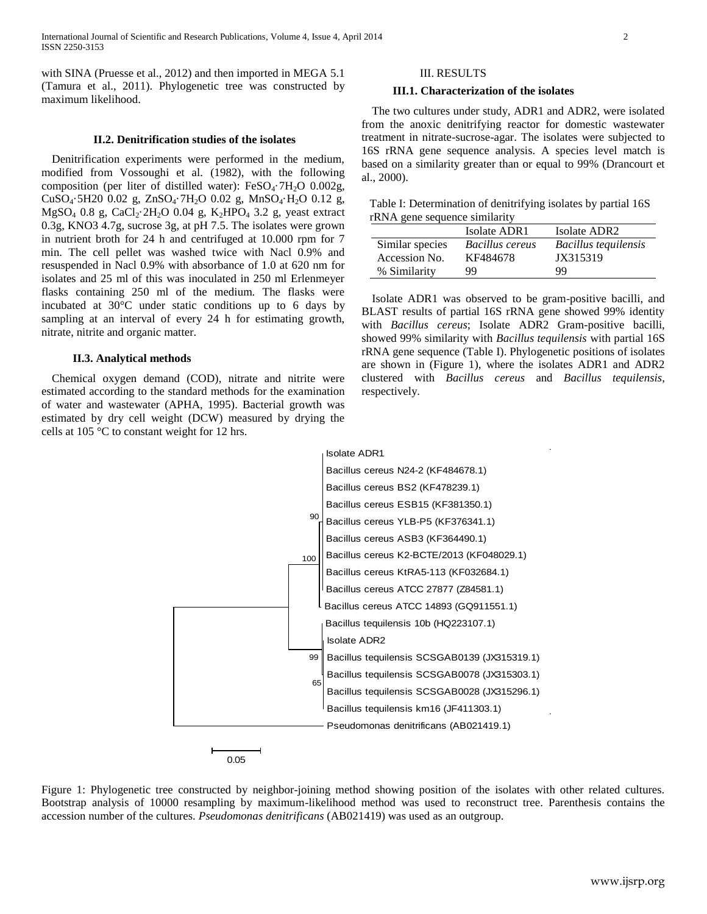with SINA (Pruesse et al., 2012) and then imported in MEGA 5.1 (Tamura et al., 2011). Phylogenetic tree was constructed by maximum likelihood.

### II.2. Denitrification studies of the isolates

Denitrification experiments were performed in the medium, modified from Vossoughi et al. (1982), with the following composition (per liter of distilled water): $FeSO_4{\cdot}7H_2O$ 0.002g, $CuSO_4{\cdot}5H20$ 0.02 g, $ZnSO_4{\cdot}7H_2O$ 0.02 g, $MnSO_4{\cdot}H_2O$ 0.12 g, $MgSO_4$ 0.8 g, $CaCl_2{\cdot}2H_2O$ 0.04 g, $K_2HPO_4$ 3.2 g, yeast extract 0.3g, KNO3 4.7g, sucrose 3g, at pH 7.5. The isolates were grown in nutrient broth for 24 h and centrifuged at 10.000 rpm for 7 min. The cell pellet was washed twice with Nacl 0.9% and resuspended in Nacl 0.9% with absorbance of 1.0 at 620 nm for isolates and 25 ml of this was inoculated in 250 ml Erlenmeyer flasks containing 250 ml of the medium. The flasks were incubated at 30°C under static conditions up to 6 days by sampling at an interval of every 24 h for estimating growth, nitrate, nitrite and organic matter.

### II.3. Analytical methods

Chemical oxygen demand (COD), nitrate and nitrite were estimated according to the standard methods for the examination of water and wastewater (APHA, 1995). Bacterial growth was estimated by dry cell weight (DCW) measured by drying the cells at 105 °C to constant weight for 12 hrs.

## III. RESULTS

### III.1. Characterization of the isolates

The two cultures under study, ADR1 and ADR2, were isolated from the anoxic denitrifying reactor for domestic wastewater treatment in nitrate-sucrose-agar. The isolates were subjected to 16S rRNA gene sequence analysis. A species level match is based on a similarity greater than or equal to 99% (Drancourt et al., 2000).

Table I: Determination of denitrifying isolates by partial 16S rRNA gene sequence similarity

| | Isolate ADR1 | Isolate ADR2 |
|---|---|---|
| Similar species | *Bacillus cereus* | *Bacillus tequilensis* |
| Accession No. | KF484678 | JX315319 |
| % Similarity | 99 | 99 |

Isolate ADR1 was observed to be gram-positive bacilli, and BLAST results of partial 16S rRNA gene showed 99% identity with *Bacillus cereus*; Isolate ADR2 Gram-positive bacilli, showed 99% similarity with *Bacillus tequilensis* with partial 16S rRNA gene sequence (Table I). Phylogenetic positions of isolates are shown in (Figure 1), where the isolates ADR1 and ADR2 clustered with *Bacillus cereus* and *Bacillus tequilensis*, respectively.

Isolate ADR1
Bacillus cereus N24-2 (KF484678.1)
Bacillus cereus BS2 (KF478239.1)
Bacillus cereus ESB15 (KF381350.1)
Bacillus cereus YLB-P5 (KF376341.1)
Bacillus cereus ASB3 (KF364490.1)
Bacillus cereus K2-BCTE/2013 (KF048029.1)
Bacillus cereus KtRA5-113 (KF032684.1)
Bacillus cereus ATCC 27877 (Z84581.1)
Bacillus cereus ATCC 14893 (GQ911551.1)
Bacillus tequilensis 10b (HQ223107.1)
Isolate ADR2
Bacillus tequilensis SCSGAB0139 (JX315319.1)
Bacillus tequilensis SCSGAB0078 (JX315303.1)
Bacillus tequilensis SCSGAB0028 (JX315296.1)
Bacillus tequilensis km16 (JF411303.1)
Pseudomonas denitrificans (AB021419.1)

90, 100, 99, 65

0.05

Figure 1: Phylogenetic tree constructed by neighbor-joining method showing position of the isolates with other related cultures. Bootstrap analysis of 10000 resampling by maximum-likelihood method was used to reconstruct tree. Parenthesis contains the accession number of the cultures. *Pseudomonas denitrificans* (AB021419) was used as an outgroup.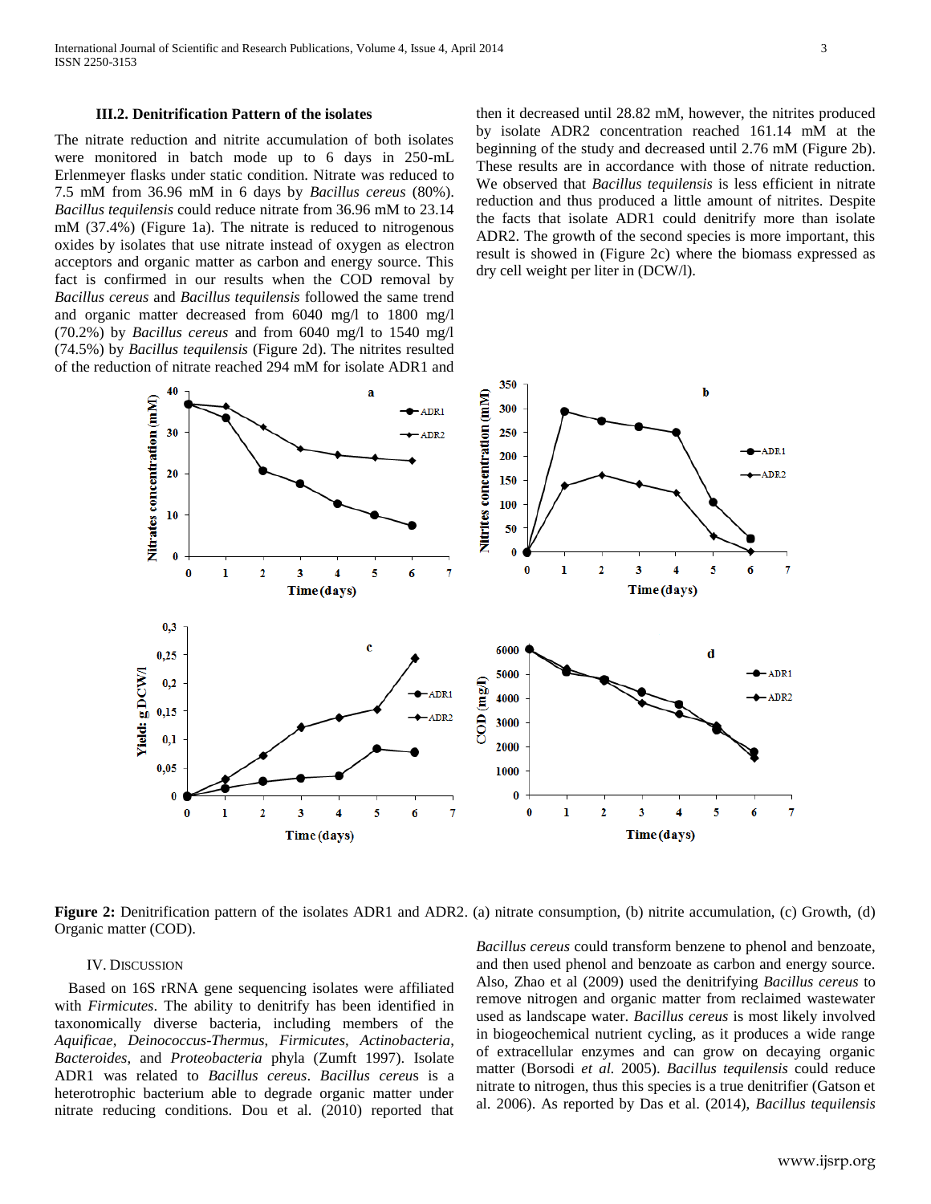### III.2. Denitrification Pattern of the isolates

The nitrate reduction and nitrite accumulation of both isolates were monitored in batch mode up to 6 days in 250-mL Erlenmeyer flasks under static condition. Nitrate was reduced to 7.5 mM from 36.96 mM in 6 days by *Bacillus cereus* (80%). *Bacillus tequilensis* could reduce nitrate from 36.96 mM to 23.14 mM (37.4%) (Figure 1a). The nitrate is reduced to nitrogenous oxides by isolates that use nitrate instead of oxygen as electron acceptors and organic matter as carbon and energy source. This fact is confirmed in our results when the COD removal by *Bacillus cereus* and *Bacillus tequilensis* followed the same trend and organic matter decreased from 6040 mg/l to 1800 mg/l (70.2%) by *Bacillus cereus* and from 6040 mg/l to 1540 mg/l (74.5%) by *Bacillus tequilensis* (Figure 2d). The nitrites resulted of the reduction of nitrate reached 294 mM for isolate ADR1 and then it decreased until 28.82 mM, however, the nitrites produced by isolate ADR2 concentration reached 161.14 mM at the beginning of the study and decreased until 2.76 mM (Figure 2b). These results are in accordance with those of nitrate reduction. We observed that *Bacillus tequilensis* is less efficient in nitrate reduction and thus produced a little amount of nitrites. Despite the facts that isolate ADR1 could denitrify more than isolate ADR2. The growth of the second species is more important, this result is showed in (Figure 2c) where the biomass expressed as dry cell weight per liter in (DCW/l).

**Figure 2:** Denitrification pattern of the isolates ADR1 and ADR2. (a) nitrate consumption, (b) nitrite accumulation, (c) Growth, (d) Organic matter (COD).

## IV. Discussion

Based on 16S rRNA gene sequencing isolates were affiliated with *Firmicutes*. The ability to denitrify has been identified in taxonomically diverse bacteria, including members of the *Aquificae*, *Deinococcus-Thermus*, *Firmicutes*, *Actinobacteria*, *Bacteroides*, and *Proteobacteria* phyla (Zumft 1997). Isolate ADR1 was related to *Bacillus cereus*. *Bacillus cereus* is a heterotrophic bacterium able to degrade organic matter under nitrate reducing conditions. Dou et al. (2010) reported that *Bacillus cereus* could transform benzene to phenol and benzoate, and then used phenol and benzoate as carbon and energy source. Also, Zhao et al (2009) used the denitrifying *Bacillus cereus* to remove nitrogen and organic matter from reclaimed wastewater used as landscape water. *Bacillus cereus* is most likely involved in biogeochemical nutrient cycling, as it produces a wide range of extracellular enzymes and can grow on decaying organic matter (Borsodi *et al.* 2005). *Bacillus tequilensis* could reduce nitrate to nitrogen, thus this species is a true denitrifier (Gatson et al. 2006). As reported by Das et al. (2014), *Bacillus tequilensis*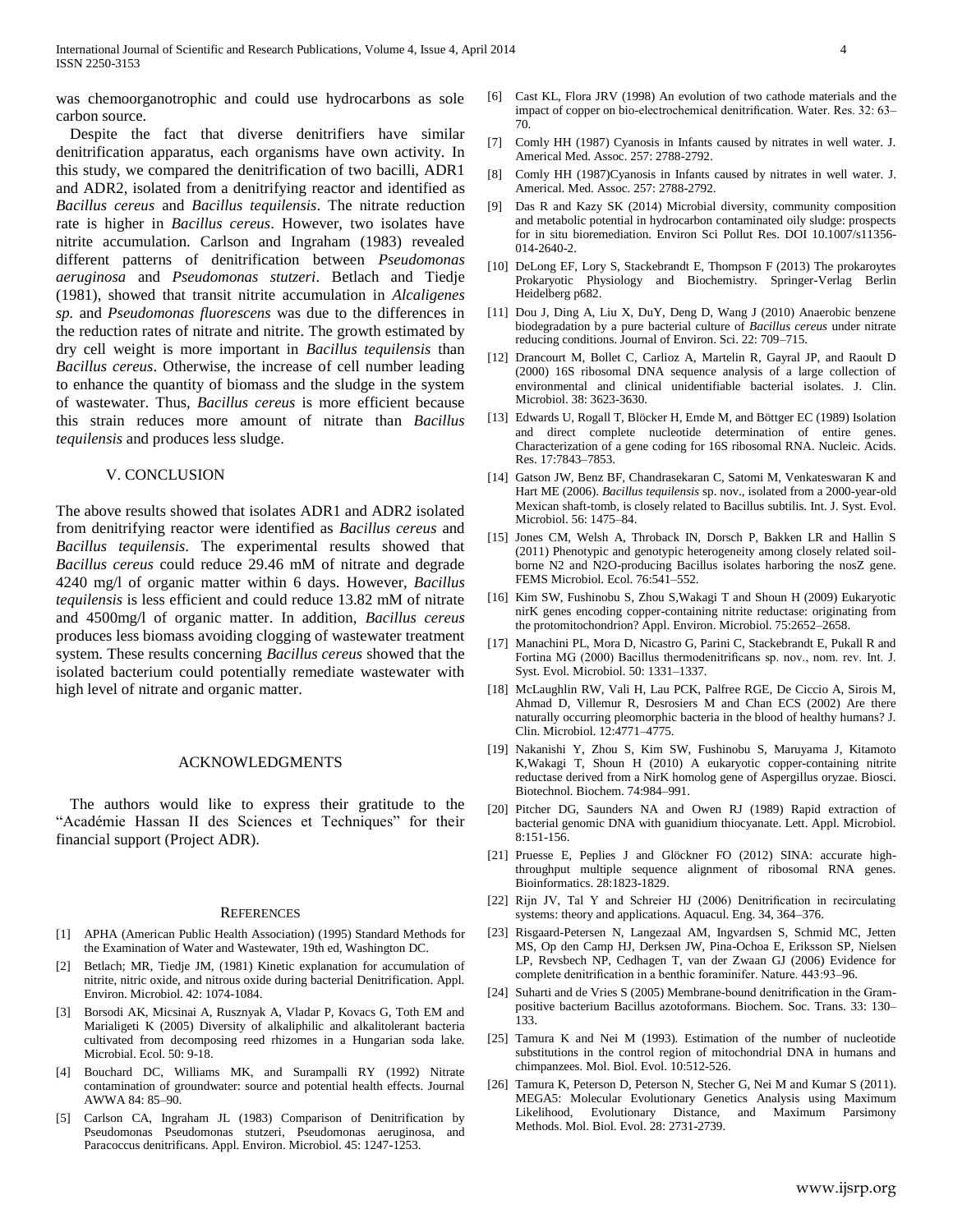was chemoorganotrophic and could use hydrocarbons as sole carbon source.

Despite the fact that diverse denitrifiers have similar denitrification apparatus, each organisms have own activity. In this study, we compared the denitrification of two bacilli, ADR1 and ADR2, isolated from a denitrifying reactor and identified as *Bacillus cereus* and *Bacillus tequilensis*. The nitrate reduction rate is higher in *Bacillus cereus*. However, two isolates have nitrite accumulation. Carlson and Ingraham (1983) revealed different patterns of denitrification between *Pseudomonas aeruginosa* and *Pseudomonas stutzeri*. Betlach and Tiedje (1981), showed that transit nitrite accumulation in *Alcaligenes sp.* and *Pseudomonas fluorescens* was due to the differences in the reduction rates of nitrate and nitrite. The growth estimated by dry cell weight is more important in *Bacillus tequilensis* than *Bacillus cereus*. Otherwise, the increase of cell number leading to enhance the quantity of biomass and the sludge in the system of wastewater. Thus, *Bacillus cereus* is more efficient because this strain reduces more amount of nitrate than *Bacillus tequilensis* and produces less sludge.

## V. CONCLUSION

The above results showed that isolates ADR1 and ADR2 isolated from denitrifying reactor were identified as *Bacillus cereus* and *Bacillus tequilensis*. The experimental results showed that *Bacillus cereus* could reduce 29.46 mM of nitrate and degrade 4240 mg/l of organic matter within 6 days. However, *Bacillus tequilensis* is less efficient and could reduce 13.82 mM of nitrate and 4500mg/l of organic matter. In addition, *Bacillus cereus* produces less biomass avoiding clogging of wastewater treatment system. These results concerning *Bacillus cereus* showed that the isolated bacterium could potentially remediate wastewater with high level of nitrate and organic matter.

## ACKNOWLEDGMENTS

The authors would like to express their gratitude to the "Académie Hassan II des Sciences et Techniques" for their financial support (Project ADR).

## REFERENCES

[1] APHA (American Public Health Association) (1995) Standard Methods for the Examination of Water and Wastewater, 19th ed, Washington DC.

[2] Betlach; MR, Tiedje JM, (1981) Kinetic explanation for accumulation of nitrite, nitric oxide, and nitrous oxide during bacterial Denitrification. Appl. Environ. Microbiol. 42: 1074-1084.

[3] Borsodi AK, Micsinai A, Rusznyak A, Vladar P, Kovacs G, Toth EM and Marialigeti K (2005) Diversity of alkaliphilic and alkalitolerant bacteria cultivated from decomposing reed rhizomes in a Hungarian soda lake. Microbial. Ecol. 50: 9-18.

[4] Bouchard DC, Williams MK, and Surampalli RY (1992) Nitrate contamination of groundwater: source and potential health effects. Journal AWWA 84: 85–90.

[5] Carlson CA, Ingraham JL (1983) Comparison of Denitrification by Pseudomonas Pseudomonas stutzeri, Pseudomonas aeruginosa, and Paracoccus denitrificans. Appl. Environ. Microbiol. 45: 1247-1253.

[6] Cast KL, Flora JRV (1998) An evolution of two cathode materials and the impact of copper on bio-electrochemical denitrification. Water. Res. 32: 63–70.

[7] Comly HH (1987) Cyanosis in Infants caused by nitrates in well water. J. Americal Med. Assoc. 257: 2788-2792.

[8] Comly HH (1987)Cyanosis in Infants caused by nitrates in well water. J. Americal. Med. Assoc. 257: 2788-2792.

[9] Das R and Kazy SK (2014) Microbial diversity, community composition and metabolic potential in hydrocarbon contaminated oily sludge: prospects for in situ bioremediation. Environ Sci Pollut Res. DOI 10.1007/s11356-014-2640-2.

[10] DeLong EF, Lory S, Stackebrandt E, Thompson F (2013) The prokaroytes Prokaryotic Physiology and Biochemistry. Springer-Verlag Berlin Heidelberg p682.

[11] Dou J, Ding A, Liu X, DuY, Deng D, Wang J (2010) Anaerobic benzene biodegradation by a pure bacterial culture of *Bacillus cereus* under nitrate reducing conditions. Journal of Environ. Sci. 22: 709–715.

[12] Drancourt M, Bollet C, Carlioz A, Martelin R, Gayral JP, and Raoult D (2000) 16S ribosomal DNA sequence analysis of a large collection of environmental and clinical unidentifiable bacterial isolates. J. Clin. Microbiol. 38: 3623-3630.

[13] Edwards U, Rogall T, Blöcker H, Emde M, and Böttger EC (1989) Isolation and direct complete nucleotide determination of entire genes. Characterization of a gene coding for 16S ribosomal RNA. Nucleic. Acids. Res. 17:7843–7853.

[14] Gatson JW, Benz BF, Chandrasekaran C, Satomi M, Venkateswaran K and Hart ME (2006). *Bacillus tequilensis* sp. nov., isolated from a 2000-year-old Mexican shaft-tomb, is closely related to Bacillus subtilis. Int. J. Syst. Evol. Microbiol. 56: 1475–84.

[15] Jones CM, Welsh A, Throback IN, Dorsch P, Bakken LR and Hallin S (2011) Phenotypic and genotypic heterogeneity among closely related soil-borne N2 and N2O-producing Bacillus isolates harboring the nosZ gene. FEMS Microbiol. Ecol. 76:541–552.

[16] Kim SW, Fushinobu S, Zhou S,Wakagi T and Shoun H (2009) Eukaryotic nirK genes encoding copper-containing nitrite reductase: originating from the protomitochondrion? Appl. Environ. Microbiol. 75:2652–2658.

[17] Manachini PL, Mora D, Nicastro G, Parini C, Stackebrandt E, Pukall R and Fortina MG (2000) Bacillus thermodenitrificans sp. nov., nom. rev. Int. J. Syst. Evol. Microbiol. 50: 1331–1337.

[18] McLaughlin RW, Vali H, Lau PCK, Palfree RGE, De Ciccio A, Sirois M, Ahmad D, Villemur R, Desrosiers M and Chan ECS (2002) Are there naturally occurring pleomorphic bacteria in the blood of healthy humans? J. Clin. Microbiol. 12:4771–4775.

[19] Nakanishi Y, Zhou S, Kim SW, Fushinobu S, Maruyama J, Kitamoto K,Wakagi T, Shoun H (2010) A eukaryotic copper-containing nitrite reductase derived from a NirK homolog gene of Aspergillus oryzae. Biosci. Biotechnol. Biochem. 74:984–991.

[20] Pitcher DG, Saunders NA and Owen RJ (1989) Rapid extraction of bacterial genomic DNA with guanidium thiocyanate. Lett. Appl. Microbiol. 8:151-156.

[21] Pruesse E, Peplies J and Glöckner FO (2012) SINA: accurate high-throughput multiple sequence alignment of ribosomal RNA genes. Bioinformatics. 28:1823-1829.

[22] Rijn JV, Tal Y and Schreier HJ (2006) Denitrification in recirculating systems: theory and applications. Aquacul. Eng. 34, 364–376.

[23] Risgaard-Petersen N, Langezaal AM, Ingvardsen S, Schmid MC, Jetten MS, Op den Camp HJ, Derksen JW, Pina-Ochoa E, Eriksson SP, Nielsen LP, Revsbech NP, Cedhagen T, van der Zwaan GJ (2006) Evidence for complete denitrification in a benthic foraminifer. Nature. 443:93–96.

[24] Suharti and de Vries S (2005) Membrane-bound denitrification in the Gram-positive bacterium Bacillus azotoformans. Biochem. Soc. Trans. 33: 130–133.

[25] Tamura K and Nei M (1993). Estimation of the number of nucleotide substitutions in the control region of mitochondrial DNA in humans and chimpanzees. Mol. Biol. Evol. 10:512-526.

[26] Tamura K, Peterson D, Peterson N, Stecher G, Nei M and Kumar S (2011). MEGA5: Molecular Evolutionary Genetics Analysis using Maximum Likelihood, Evolutionary Distance, and Maximum Parsimony Methods. Mol. Biol. Evol. 28: 2731-2739.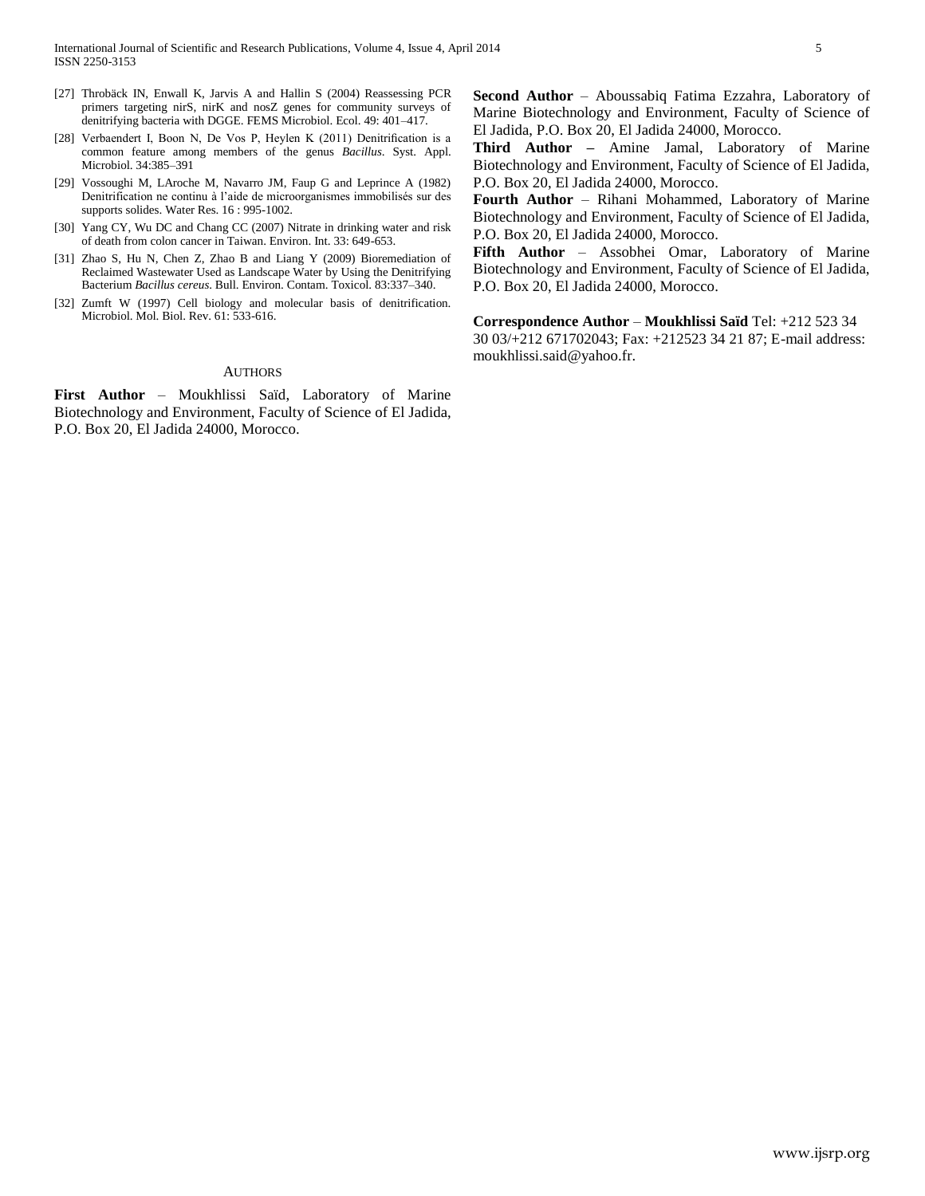[27] Throbäck IN, Enwall K, Jarvis A and Hallin S (2004) Reassessing PCR primers targeting nirS, nirK and nosZ genes for community surveys of denitrifying bacteria with DGGE. FEMS Microbiol. Ecol. 49: 401–417.

[28] Verbaendert I, Boon N, De Vos P, Heylen K (2011) Denitrification is a common feature among members of the genus *Bacillus*. Syst. Appl. Microbiol. 34:385–391

[29] Vossoughi M, LAroche M, Navarro JM, Faup G and Leprince A (1982) Denitrification ne continu à l'aide de microorganismes immobilisés sur des supports solides. Water Res. 16 : 995-1002.

[30] Yang CY, Wu DC and Chang CC (2007) Nitrate in drinking water and risk of death from colon cancer in Taiwan. Environ. Int. 33: 649-653.

[31] Zhao S, Hu N, Chen Z, Zhao B and Liang Y (2009) Bioremediation of Reclaimed Wastewater Used as Landscape Water by Using the Denitrifying Bacterium *Bacillus cereus*. Bull. Environ. Contam. Toxicol. 83:337–340.

[32] Zumft W (1997) Cell biology and molecular basis of denitrification. Microbiol. Mol. Biol. Rev. 61: 533-616.

## AUTHORS

**First Author** – Moukhlissi Saïd, Laboratory of Marine Biotechnology and Environment, Faculty of Science of El Jadida, P.O. Box 20, El Jadida 24000, Morocco.

**Second Author** – Aboussabiq Fatima Ezzahra, Laboratory of Marine Biotechnology and Environment, Faculty of Science of El Jadida, P.O. Box 20, El Jadida 24000, Morocco.

**Third Author –** Amine Jamal, Laboratory of Marine Biotechnology and Environment, Faculty of Science of El Jadida, P.O. Box 20, El Jadida 24000, Morocco.

**Fourth Author** – Rihani Mohammed, Laboratory of Marine Biotechnology and Environment, Faculty of Science of El Jadida, P.O. Box 20, El Jadida 24000, Morocco.

**Fifth Author** – Assobhei Omar, Laboratory of Marine Biotechnology and Environment, Faculty of Science of El Jadida, P.O. Box 20, El Jadida 24000, Morocco.

**Correspondence Author** – **Moukhlissi Saïd** Tel: +212 523 34 30 03/+212 671702043; Fax: +212523 34 21 87; E-mail address: moukhlissi.said@yahoo.fr.